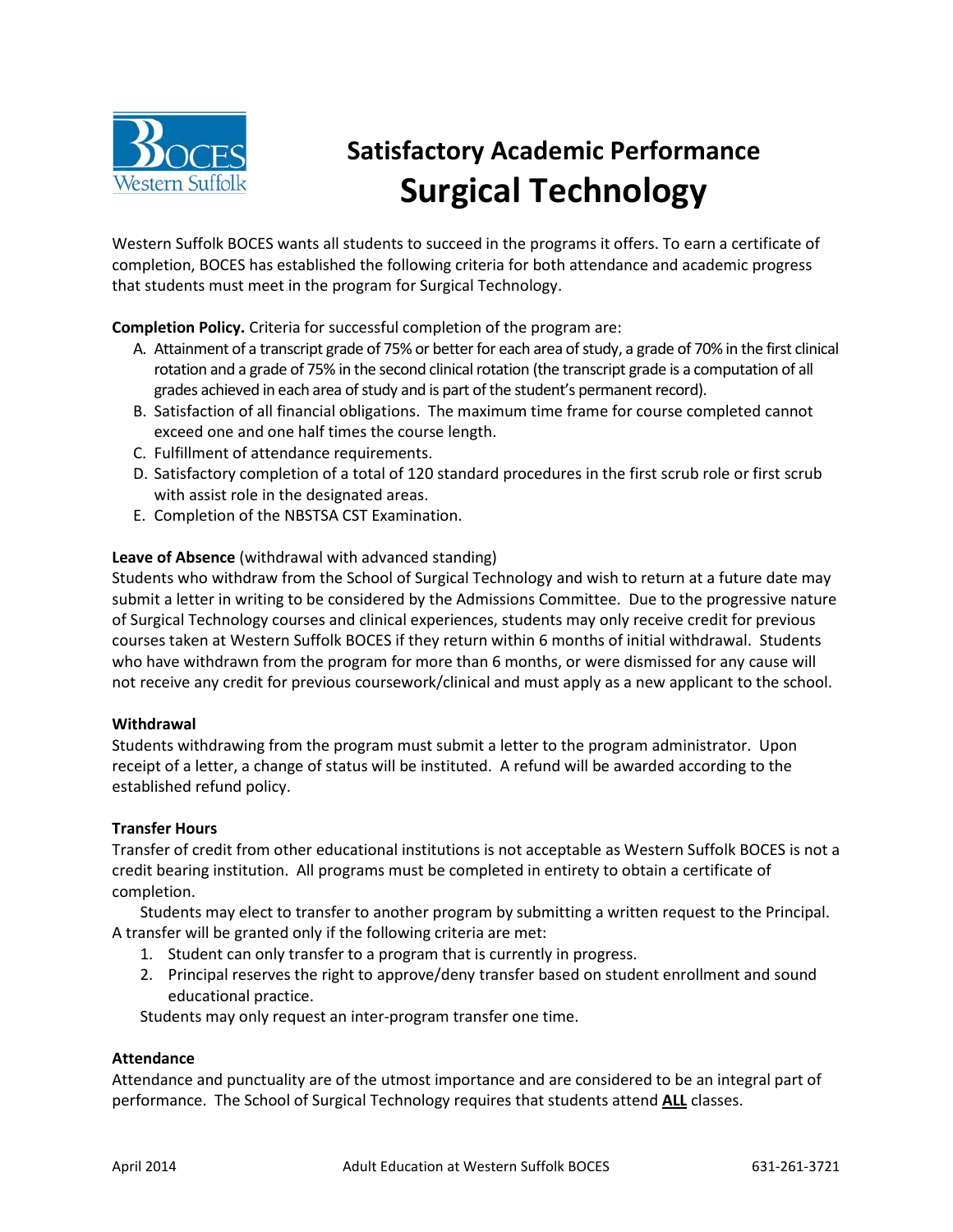# Satisfactory Academic Performance
# Surgical Technology

Western Suffolk BOCES wants all students to succeed in the programs it offers. To earn a certificate of completion, BOCES has established the following criteria for both attendance and academic progress that students must meet in the program for Surgical Technology.

**Completion Policy.** Criteria for successful completion of the program are:

A. Attainment of a transcript grade of 75% or better for each area of study, a grade of 70% in the first clinical rotation and a grade of 75% in the second clinical rotation (the transcript grade is a computation of all grades achieved in each area of study and is part of the student's permanent record).
B. Satisfaction of all financial obligations. The maximum time frame for course completed cannot exceed one and one half times the course length.
C. Fulfillment of attendance requirements.
D. Satisfactory completion of a total of 120 standard procedures in the first scrub role or first scrub with assist role in the designated areas.
E. Completion of the NBSTSA CST Examination.

**Leave of Absence** (withdrawal with advanced standing)
Students who withdraw from the School of Surgical Technology and wish to return at a future date may submit a letter in writing to be considered by the Admissions Committee. Due to the progressive nature of Surgical Technology courses and clinical experiences, students may only receive credit for previous courses taken at Western Suffolk BOCES if they return within 6 months of initial withdrawal. Students who have withdrawn from the program for more than 6 months, or were dismissed for any cause will not receive any credit for previous coursework/clinical and must apply as a new applicant to the school.

**Withdrawal**
Students withdrawing from the program must submit a letter to the program administrator. Upon receipt of a letter, a change of status will be instituted. A refund will be awarded according to the established refund policy.

**Transfer Hours**
Transfer of credit from other educational institutions is not acceptable as Western Suffolk BOCES is not a credit bearing institution. All programs must be completed in entirety to obtain a certificate of completion.

Students may elect to transfer to another program by submitting a written request to the Principal. A transfer will be granted only if the following criteria are met:

1. Student can only transfer to a program that is currently in progress.
2. Principal reserves the right to approve/deny transfer based on student enrollment and sound educational practice.

Students may only request an inter-program transfer one time.

**Attendance**
Attendance and punctuality are of the utmost importance and are considered to be an integral part of performance. The School of Surgical Technology requires that students attend **ALL** classes.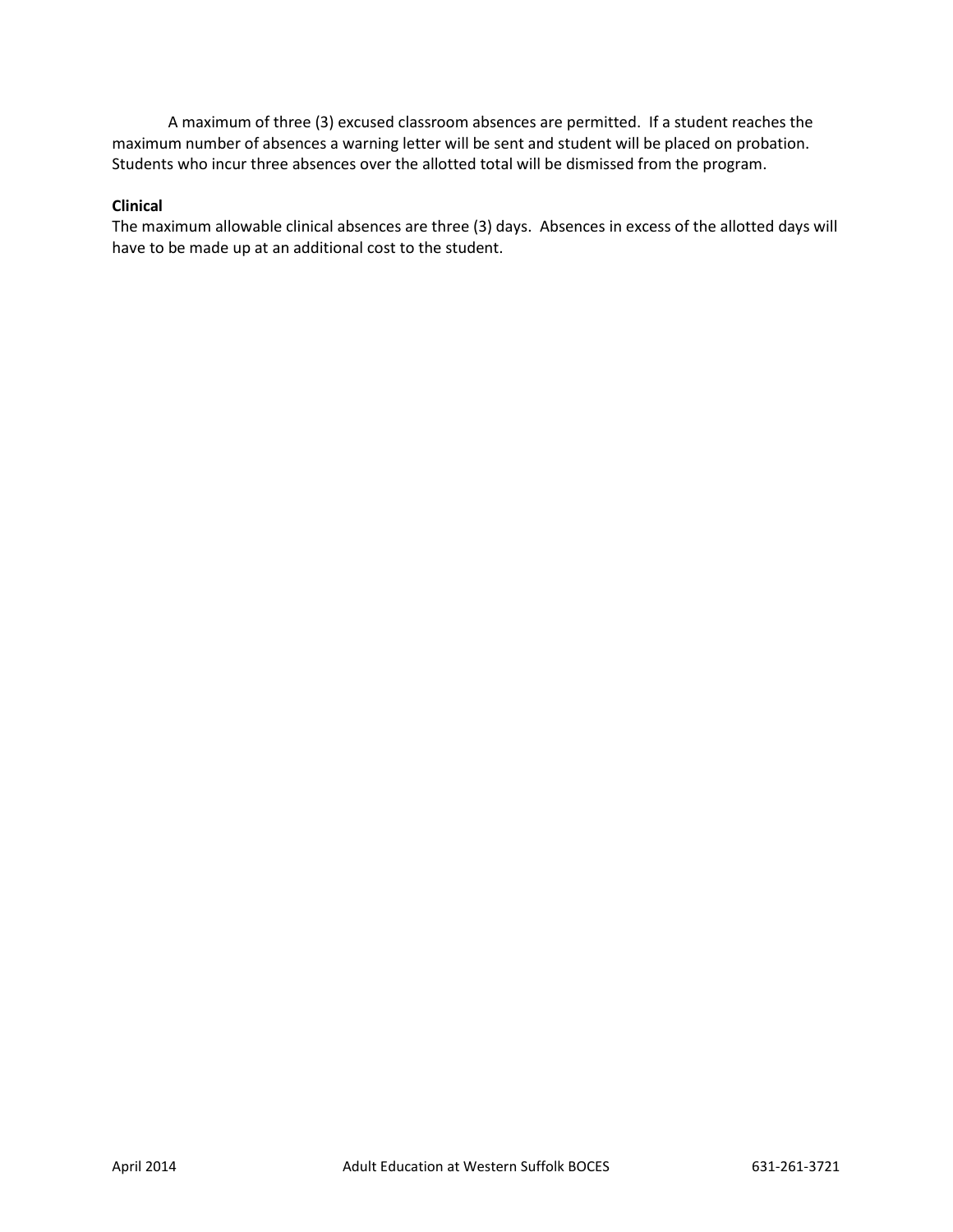A maximum of three (3) excused classroom absences are permitted. If a student reaches the maximum number of absences a warning letter will be sent and student will be placed on probation. Students who incur three absences over the allotted total will be dismissed from the program.

**Clinical**

The maximum allowable clinical absences are three (3) days. Absences in excess of the allotted days will have to be made up at an additional cost to the student.